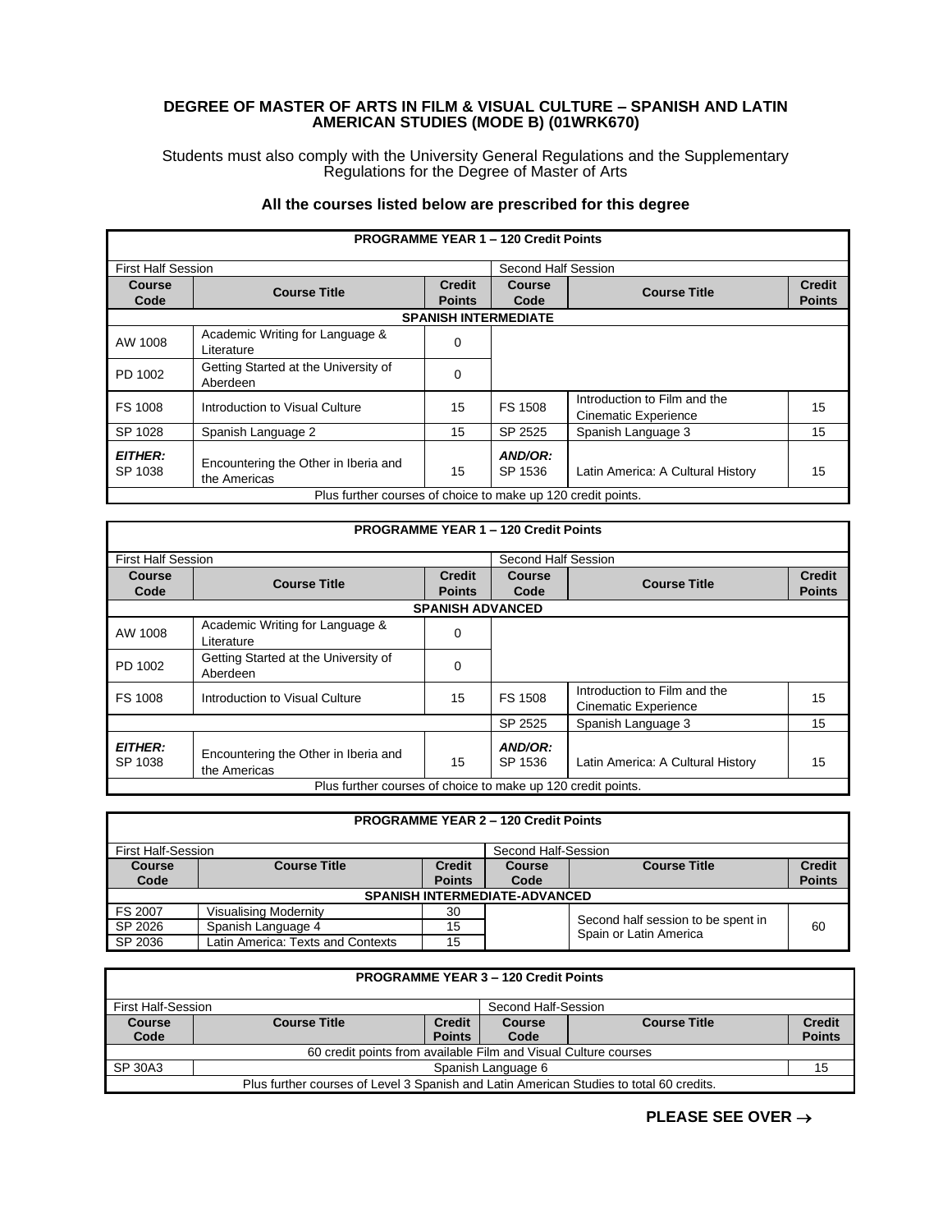# DEGREE OF MASTER OF ARTS IN FILM & VISUAL CULTURE – SPANISH AND LATIN AMERICAN STUDIES (MODE B) (01WRK670)

Students must also comply with the University General Regulations and the Supplementary Regulations for the Degree of Master of Arts

**All the courses listed below are prescribed for this degree**

| **PROGRAMME YEAR 1 – 120 Credit Points** | | | | | |
|---|---|---|---|---|---|
| First Half Session | | | Second Half Session | | |
| **Course Code** | **Course Title** | **Credit Points** | **Course Code** | **Course Title** | **Credit Points** |
| **SPANISH INTERMEDIATE** | | | | | |
| AW 1008 | Academic Writing for Language & Literature | 0 | | | |
| PD 1002 | Getting Started at the University of Aberdeen | 0 | | | |
| FS 1008 | Introduction to Visual Culture | 15 | FS 1508 | Introduction to Film and the Cinematic Experience | 15 |
| SP 1028 | Spanish Language 2 | 15 | SP 2525 | Spanish Language 3 | 15 |
| ***EITHER:*** SP 1038 | Encountering the Other in Iberia and the Americas | 15 | ***AND/OR:*** SP 1536 | Latin America: A Cultural History | 15 |
| Plus further courses of choice to make up 120 credit points. | | | | | |

| **PROGRAMME YEAR 1 – 120 Credit Points** | | | | | |
|---|---|---|---|---|---|
| First Half Session | | | Second Half Session | | |
| **Course Code** | **Course Title** | **Credit Points** | **Course Code** | **Course Title** | **Credit Points** |
| **SPANISH ADVANCED** | | | | | |
| AW 1008 | Academic Writing for Language & Literature | 0 | | | |
| PD 1002 | Getting Started at the University of Aberdeen | 0 | | | |
| FS 1008 | Introduction to Visual Culture | 15 | FS 1508 | Introduction to Film and the Cinematic Experience | 15 |
| | | | SP 2525 | Spanish Language 3 | 15 |
| ***EITHER:*** SP 1038 | Encountering the Other in Iberia and the Americas | 15 | ***AND/OR:*** SP 1536 | Latin America: A Cultural History | 15 |
| Plus further courses of choice to make up 120 credit points. | | | | | |

| **PROGRAMME YEAR 2 – 120 Credit Points** | | | | | |
|---|---|---|---|---|---|
| First Half-Session | | | Second Half-Session | | |
| **Course Code** | **Course Title** | **Credit Points** | **Course Code** | **Course Title** | **Credit Points** |
| **SPANISH INTERMEDIATE-ADVANCED** | | | | | |
| FS 2007 | Visualising Modernity | 30 | | Second half session to be spent in Spain or Latin America | 60 |
| SP 2026 | Spanish Language 4 | 15 | | | |
| SP 2036 | Latin America: Texts and Contexts | 15 | | | |

| **PROGRAMME YEAR 3 – 120 Credit Points** | | | | | |
|---|---|---|---|---|---|
| First Half-Session | | | Second Half-Session | | |
| **Course Code** | **Course Title** | **Credit Points** | **Course Code** | **Course Title** | **Credit Points** |
| 60 credit points from available Film and Visual Culture courses | | | | | |
| SP 30A3 | Spanish Language 6 | | | | 15 |
| Plus further courses of Level 3 Spanish and Latin American Studies to total 60 credits. | | | | | |

**PLEASE SEE OVER →**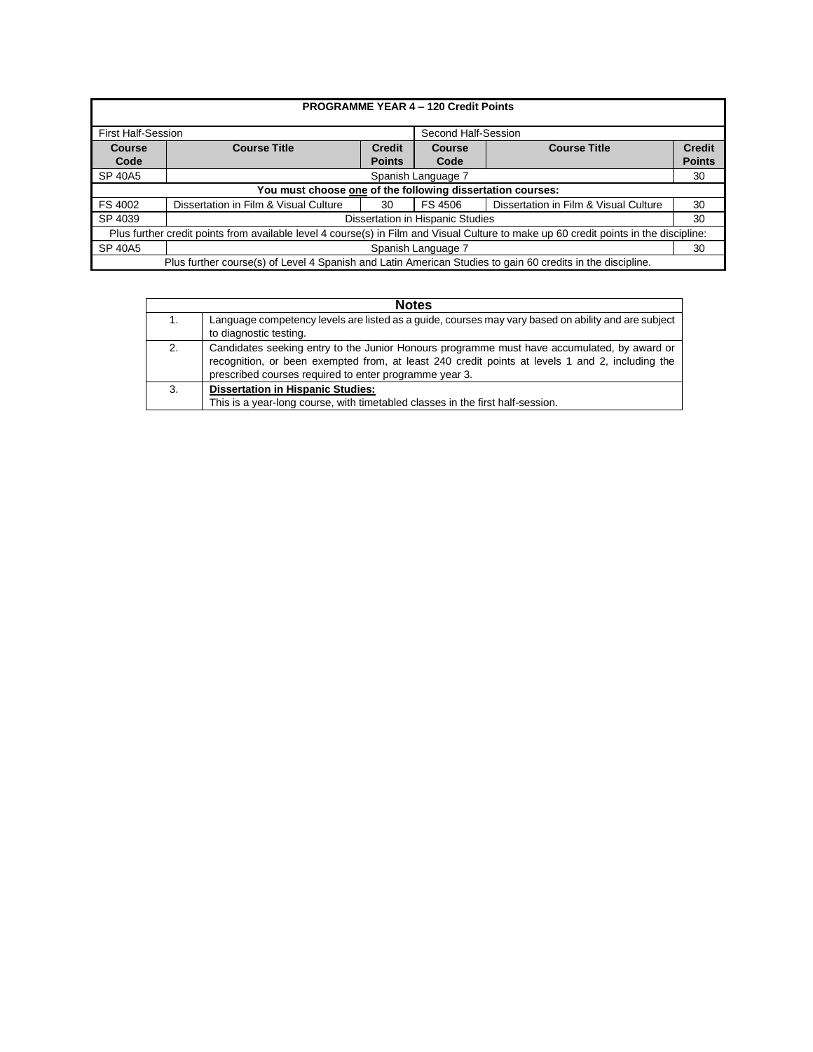| PROGRAMME YEAR 4 – 120 Credit Points | | | | | |
|---|---|---|---|---|---|
| First Half-Session | | | Second Half-Session | | |
| **Course Code** | **Course Title** | **Credit Points** | **Course Code** | **Course Title** | **Credit Points** |
| SP 40A5 | Spanish Language 7 | | | | 30 |
| **You must choose one of the following dissertation courses:** | | | | | |
| FS 4002 | Dissertation in Film & Visual Culture | 30 | FS 4506 | Dissertation in Film & Visual Culture | 30 |
| SP 4039 | Dissertation in Hispanic Studies | | | | 30 |
| Plus further credit points from available level 4 course(s) in Film and Visual Culture to make up 60 credit points in the discipline: | | | | | |
| SP 40A5 | Spanish Language 7 | | | | 30 |
| Plus further course(s) of Level 4 Spanish and Latin American Studies to gain 60 credits in the discipline. | | | | | |

| Notes | |
|---|---|
| 1. | Language competency levels are listed as a guide, courses may vary based on ability and are subject to diagnostic testing. |
| 2. | Candidates seeking entry to the Junior Honours programme must have accumulated, by award or recognition, or been exempted from, at least 240 credit points at levels 1 and 2, including the prescribed courses required to enter programme year 3. |
| 3. | **Dissertation in Hispanic Studies:** This is a year-long course, with timetabled classes in the first half-session. |